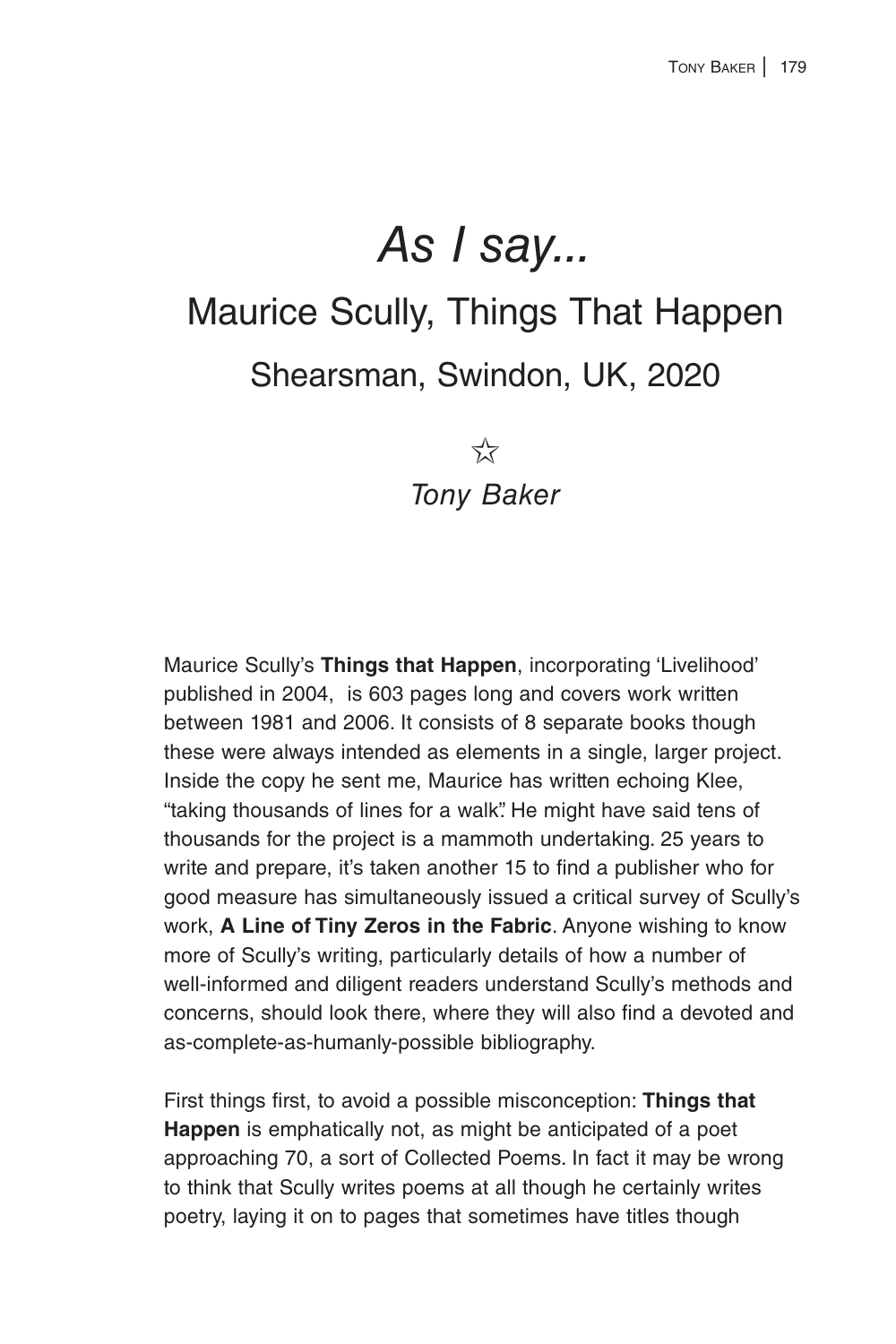# *As I say...*

## Maurice Scully, Things That Happen

### Shearsman, Swindon, UK, 2020

☆

*Tony Baker*

Maurice Scully's **Things that Happen**, incorporating 'Livelihood' published in 2004, is 603 pages long and covers work written between 1981 and 2006. It consists of 8 separate books though these were always intended as elements in a single, larger project. Inside the copy he sent me, Maurice has written echoing Klee, "taking thousands of lines for a walk". He might have said tens of thousands for the project is a mammoth undertaking. 25 years to write and prepare, it's taken another 15 to find a publisher who for good measure has simultaneously issued a critical survey of Scully's work, **A Line of Tiny Zeros in the Fabric**. Anyone wishing to know more of Scully's writing, particularly details of how a number of well-informed and diligent readers understand Scully's methods and concerns, should look there, where they will also find a devoted and as-complete-as-humanly-possible bibliography.

First things first, to avoid a possible misconception: **Things that Happen** is emphatically not, as might be anticipated of a poet approaching 70, a sort of Collected Poems. In fact it may be wrong to think that Scully writes poems at all though he certainly writes poetry, laying it on to pages that sometimes have titles though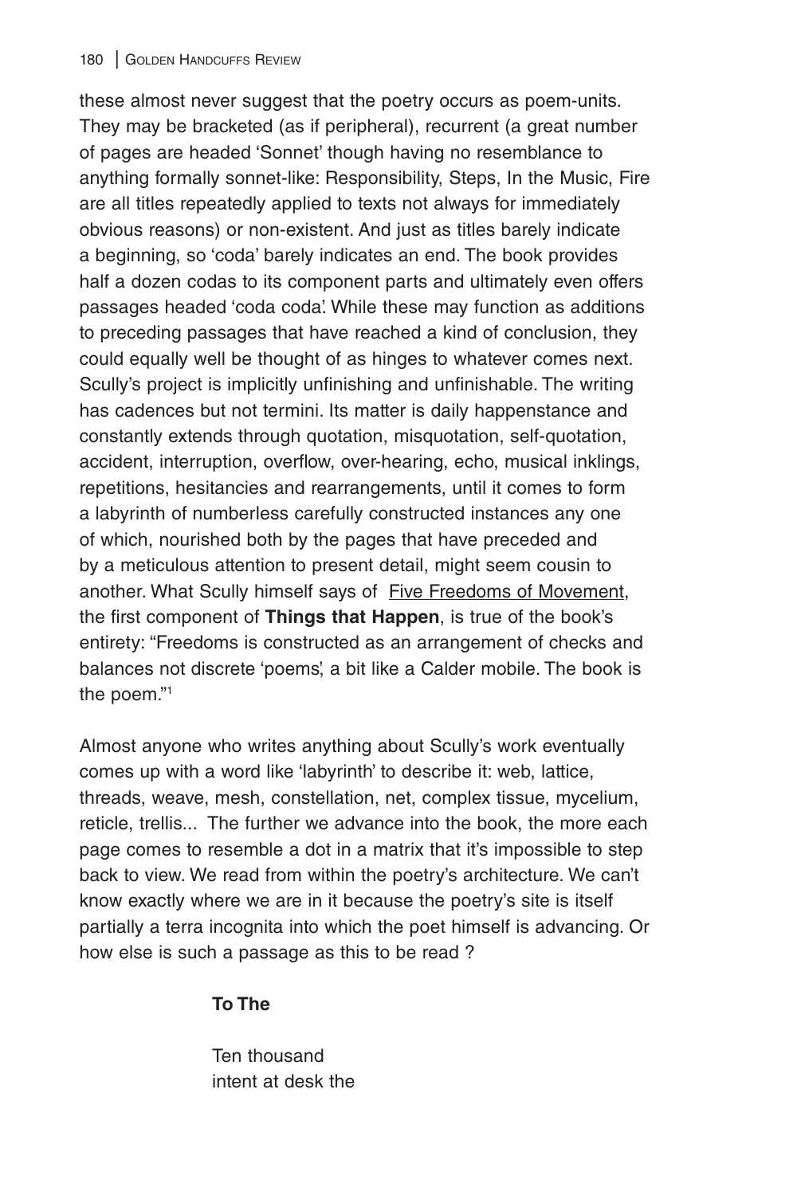these almost never suggest that the poetry occurs as poem-units. They may be bracketed (as if peripheral), recurrent (a great number of pages are headed 'Sonnet' though having no resemblance to anything formally sonnet-like: Responsibility, Steps, In the Music, Fire are all titles repeatedly applied to texts not always for immediately obvious reasons) or non-existent. And just as titles barely indicate a beginning, so 'coda' barely indicates an end. The book provides half a dozen codas to its component parts and ultimately even offers passages headed 'coda coda'. While these may function as additions to preceding passages that have reached a kind of conclusion, they could equally well be thought of as hinges to whatever comes next. Scully's project is implicitly unfinishing and unfinishable. The writing has cadences but not termini. Its matter is daily happenstance and constantly extends through quotation, misquotation, self-quotation, accident, interruption, overflow, over-hearing, echo, musical inklings, repetitions, hesitancies and rearrangements, until it comes to form a labyrinth of numberless carefully constructed instances any one of which, nourished both by the pages that have preceded and by a meticulous attention to present detail, might seem cousin to another. What Scully himself says of <u>Five Freedoms of Movement</u>, the first component of **Things that Happen**, is true of the book's entirety: "Freedoms is constructed as an arrangement of checks and balances not discrete 'poems', a bit like a Calder mobile. The book is the poem."[1]

Almost anyone who writes anything about Scully's work eventually comes up with a word like 'labyrinth' to describe it: web, lattice, threads, weave, mesh, constellation, net, complex tissue, mycelium, reticle, trellis... The further we advance into the book, the more each page comes to resemble a dot in a matrix that it's impossible to step back to view. We read from within the poetry's architecture. We can't know exactly where we are in it because the poetry's site is itself partially a terra incognita into which the poet himself is advancing. Or how else is such a passage as this to be read ?

**To The**

Ten thousand  
intent at desk the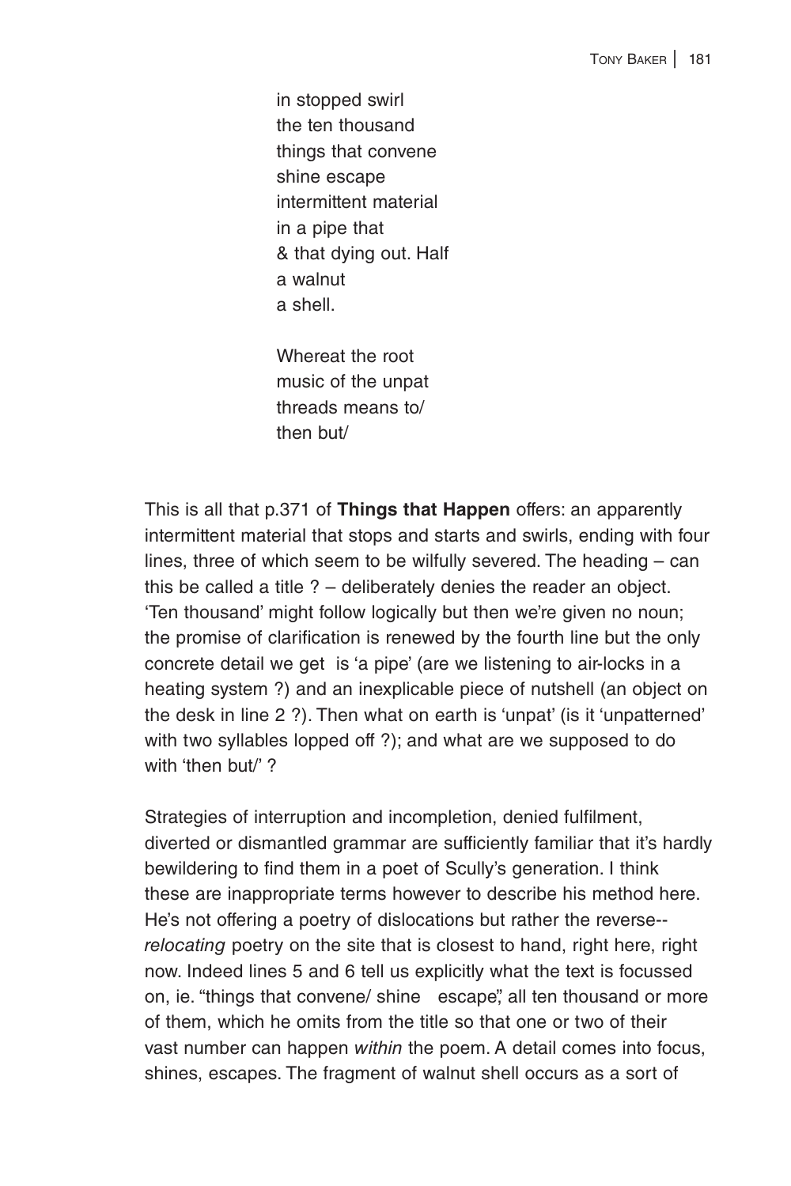in stopped swirl  
the ten thousand  
things that convene  
shine escape  
intermittent material  
in a pipe that  
& that dying out. Half  
a walnut  
a shell.

Whereat the root  
music of the unpat  
threads means to/  
then but/

This is all that p.371 of **Things that Happen** offers: an apparently intermittent material that stops and starts and swirls, ending with four lines, three of which seem to be wilfully severed. The heading – can this be called a title ? – deliberately denies the reader an object. 'Ten thousand' might follow logically but then we're given no noun; the promise of clarification is renewed by the fourth line but the only concrete detail we get is 'a pipe' (are we listening to air-locks in a heating system ?) and an inexplicable piece of nutshell (an object on the desk in line 2 ?). Then what on earth is 'unpat' (is it 'unpatterned' with two syllables lopped off ?); and what are we supposed to do with 'then but/' ?

Strategies of interruption and incompletion, denied fulfilment, diverted or dismantled grammar are sufficiently familiar that it's hardly bewildering to find them in a poet of Scully's generation. I think these are inappropriate terms however to describe his method here. He's not offering a poetry of dislocations but rather the reverse-- *relocating* poetry on the site that is closest to hand, right here, right now. Indeed lines 5 and 6 tell us explicitly what the text is focussed on, ie. "things that convene/ shine escape", all ten thousand or more of them, which he omits from the title so that one or two of their vast number can happen *within* the poem. A detail comes into focus, shines, escapes. The fragment of walnut shell occurs as a sort of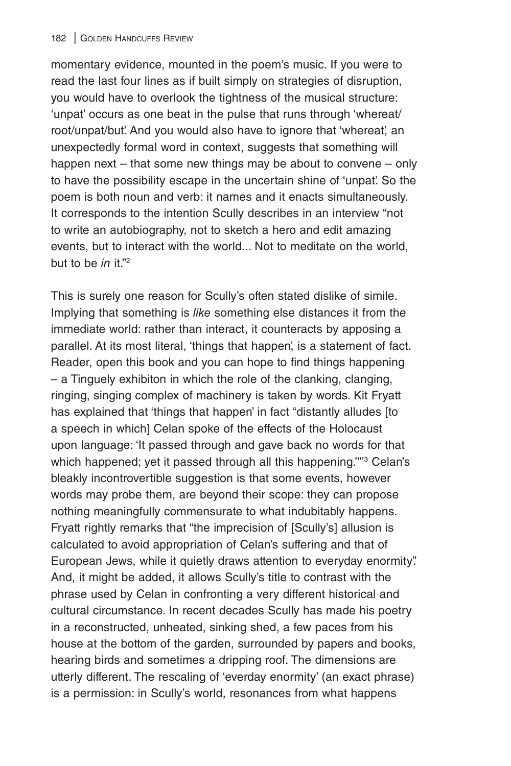momentary evidence, mounted in the poem's music. If you were to read the last four lines as if built simply on strategies of disruption, you would have to overlook the tightness of the musical structure: 'unpat' occurs as one beat in the pulse that runs through 'whereat/ root/unpat/but'. And you would also have to ignore that 'whereat', an unexpectedly formal word in context, suggests that something will happen next – that some new things may be about to convene – only to have the possibility escape in the uncertain shine of 'unpat'. So the poem is both noun and verb: it names and it enacts simultaneously. It corresponds to the intention Scully describes in an interview "not to write an autobiography, not to sketch a hero and edit amazing events, but to interact with the world... Not to meditate on the world, but to be *in* it."[2]

This is surely one reason for Scully's often stated dislike of simile. Implying that something is *like* something else distances it from the immediate world: rather than interact, it counteracts by apposing a parallel. At its most literal, 'things that happen', is a statement of fact. Reader, open this book and you can hope to find things happening – a Tinguely exhibiton in which the role of the clanking, clanging, ringing, singing complex of machinery is taken by words. Kit Fryatt has explained that 'things that happen' in fact "distantly alludes [to a speech in which] Celan spoke of the effects of the Holocaust upon language: 'It passed through and gave back no words for that which happened; yet it passed through all this happening.'"[3] Celan's bleakly incontrovertible suggestion is that some events, however words may probe them, are beyond their scope: they can propose nothing meaningfully commensurate to what indubitably happens. Fryatt rightly remarks that "the imprecision of [Scully's] allusion is calculated to avoid appropriation of Celan's suffering and that of European Jews, while it quietly draws attention to everyday enormity". And, it might be added, it allows Scully's title to contrast with the phrase used by Celan in confronting a very different historical and cultural circumstance. In recent decades Scully has made his poetry in a reconstructed, unheated, sinking shed, a few paces from his house at the bottom of the garden, surrounded by papers and books, hearing birds and sometimes a dripping roof. The dimensions are utterly different. The rescaling of 'everday enormity' (an exact phrase) is a permission: in Scully's world, resonances from what happens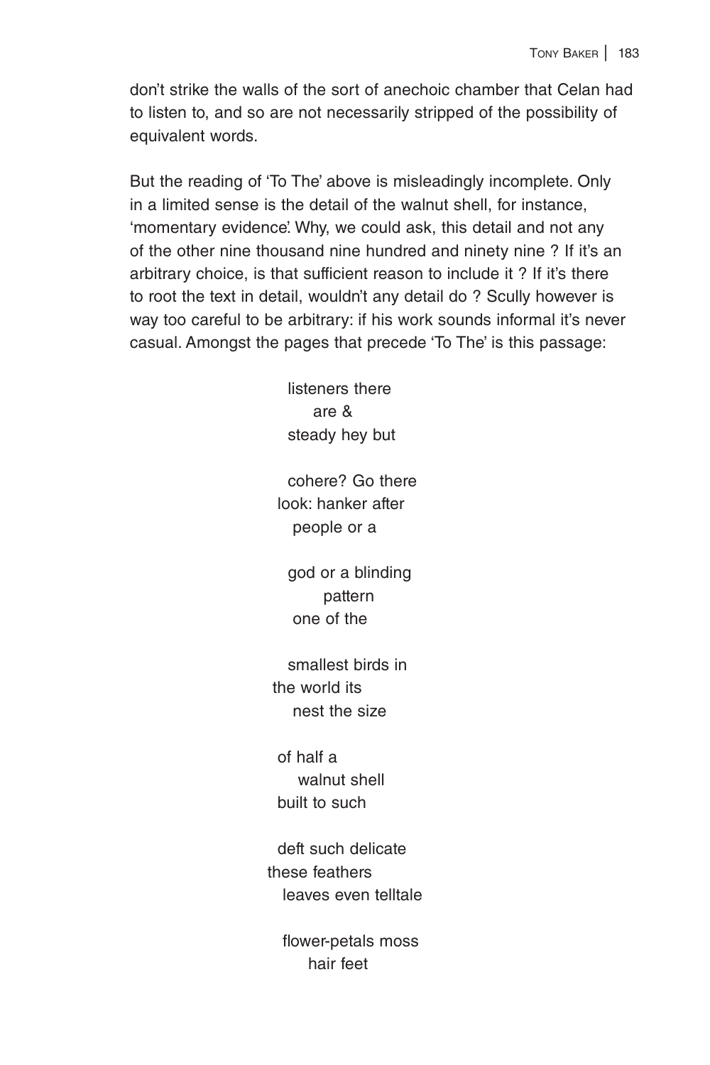don't strike the walls of the sort of anechoic chamber that Celan had to listen to, and so are not necessarily stripped of the possibility of equivalent words.

But the reading of 'To The' above is misleadingly incomplete. Only in a limited sense is the detail of the walnut shell, for instance, 'momentary evidence'. Why, we could ask, this detail and not any of the other nine thousand nine hundred and ninety nine ? If it's an arbitrary choice, is that sufficient reason to include it ? If it's there to root the text in detail, wouldn't any detail do ? Scully however is way too careful to be arbitrary: if his work sounds informal it's never casual. Amongst the pages that precede 'To The' is this passage:

> listeners there  
> are &  
> steady hey but
>
> cohere? Go there  
> look: hanker after  
> people or a
>
> god or a blinding  
> pattern  
> one of the
>
> smallest birds in  
> the world its  
> nest the size
>
> of half a  
> walnut shell  
> built to such
>
> deft such delicate  
> these feathers  
> leaves even telltale
>
> flower-petals moss  
> hair feet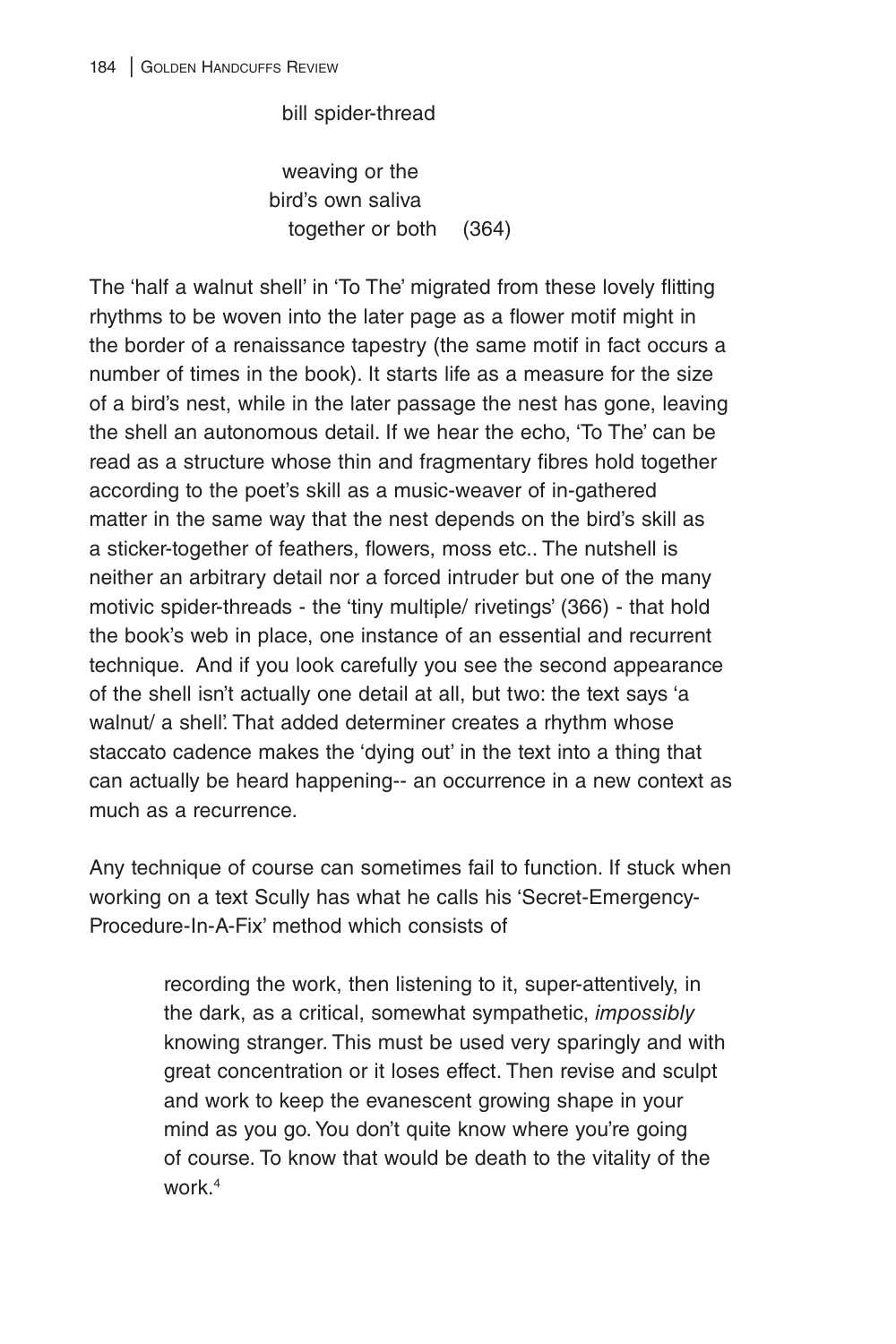bill spider-thread

weaving or the  
bird's own saliva  
together or both (364)

The 'half a walnut shell' in 'To The' migrated from these lovely flitting rhythms to be woven into the later page as a flower motif might in the border of a renaissance tapestry (the same motif in fact occurs a number of times in the book). It starts life as a measure for the size of a bird's nest, while in the later passage the nest has gone, leaving the shell an autonomous detail. If we hear the echo, 'To The' can be read as a structure whose thin and fragmentary fibres hold together according to the poet's skill as a music-weaver of in-gathered matter in the same way that the nest depends on the bird's skill as a sticker-together of feathers, flowers, moss etc.. The nutshell is neither an arbitrary detail nor a forced intruder but one of the many motivic spider-threads - the 'tiny multiple/ rivetings' (366) - that hold the book's web in place, one instance of an essential and recurrent technique. And if you look carefully you see the second appearance of the shell isn't actually one detail at all, but two: the text says 'a walnut/ a shell'. That added determiner creates a rhythm whose staccato cadence makes the 'dying out' in the text into a thing that can actually be heard happening-- an occurrence in a new context as much as a recurrence.

Any technique of course can sometimes fail to function. If stuck when working on a text Scully has what he calls his 'Secret-Emergency-Procedure-In-A-Fix' method which consists of

> recording the work, then listening to it, super-attentively, in the dark, as a critical, somewhat sympathetic, *impossibly* knowing stranger. This must be used very sparingly and with great concentration or it loses effect. Then revise and sculpt and work to keep the evanescent growing shape in your mind as you go. You don't quite know where you're going of course. To know that would be death to the vitality of the work.[4]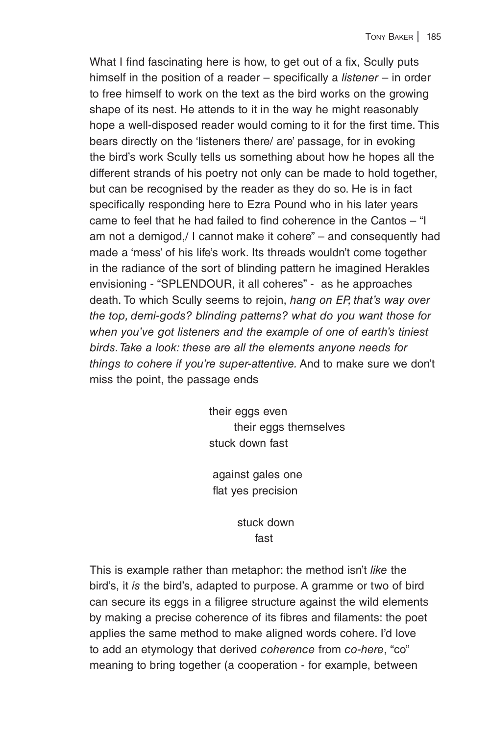What I find fascinating here is how, to get out of a fix, Scully puts himself in the position of a reader – specifically a *listener* – in order to free himself to work on the text as the bird works on the growing shape of its nest. He attends to it in the way he might reasonably hope a well-disposed reader would coming to it for the first time. This bears directly on the 'listeners there/ are' passage, for in evoking the bird's work Scully tells us something about how he hopes all the different strands of his poetry not only can be made to hold together, but can be recognised by the reader as they do so. He is in fact specifically responding here to Ezra Pound who in his later years came to feel that he had failed to find coherence in the Cantos – "I am not a demigod,/ I cannot make it cohere" – and consequently had made a 'mess' of his life's work. Its threads wouldn't come together in the radiance of the sort of blinding pattern he imagined Herakles envisioning - "SPLENDOUR, it all coheres" - as he approaches death. To which Scully seems to rejoin, *hang on EP, that's way over the top, demi-gods? blinding patterns? what do you want those for when you've got listeners and the example of one of earth's tiniest birds. Take a look: these are all the elements anyone needs for things to cohere if you're super-attentive.* And to make sure we don't miss the point, the passage ends

> their eggs even
>       their eggs themselves
> stuck down fast
>
> against gales one
> flat yes precision
>
>          stuck down
>             fast

This is example rather than metaphor: the method isn't *like* the bird's, it *is* the bird's, adapted to purpose. A gramme or two of bird can secure its eggs in a filigree structure against the wild elements by making a precise coherence of its fibres and filaments: the poet applies the same method to make aligned words cohere. I'd love to add an etymology that derived *coherence* from *co-here*, "co" meaning to bring together (a cooperation - for example, between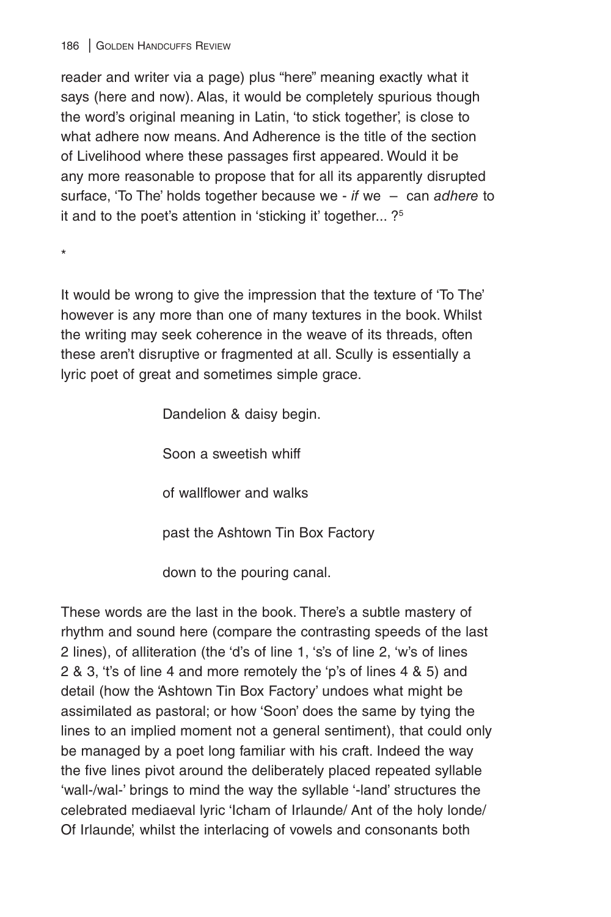reader and writer via a page) plus "here" meaning exactly what it says (here and now). Alas, it would be completely spurious though the word's original meaning in Latin, 'to stick together', is close to what adhere now means. And Adherence is the title of the section of Livelihood where these passages first appeared. Would it be any more reasonable to propose that for all its apparently disrupted surface, 'To The' holds together because we - *if* we – can *adhere* to it and to the poet's attention in 'sticking it' together... ?[5]

*

It would be wrong to give the impression that the texture of 'To The' however is any more than one of many textures in the book. Whilst the writing may seek coherence in the weave of its threads, often these aren't disruptive or fragmented at all. Scully is essentially a lyric poet of great and sometimes simple grace.

> Dandelion & daisy begin.
>
> Soon a sweetish whiff
>
> of wallflower and walks
>
> past the Ashtown Tin Box Factory
>
> down to the pouring canal.

These words are the last in the book. There's a subtle mastery of rhythm and sound here (compare the contrasting speeds of the last 2 lines), of alliteration (the 'd's of line 1, 's's of line 2, 'w's of lines 2 & 3, 't's of line 4 and more remotely the 'p's of lines 4 & 5) and detail (how the 'Ashtown Tin Box Factory' undoes what might be assimilated as pastoral; or how 'Soon' does the same by tying the lines to an implied moment not a general sentiment), that could only be managed by a poet long familiar with his craft. Indeed the way the five lines pivot around the deliberately placed repeated syllable 'wall-/wal-' brings to mind the way the syllable '-land' structures the celebrated mediaeval lyric 'Icham of Irlaunde/ Ant of the holy londe/ Of Irlaunde', whilst the interlacing of vowels and consonants both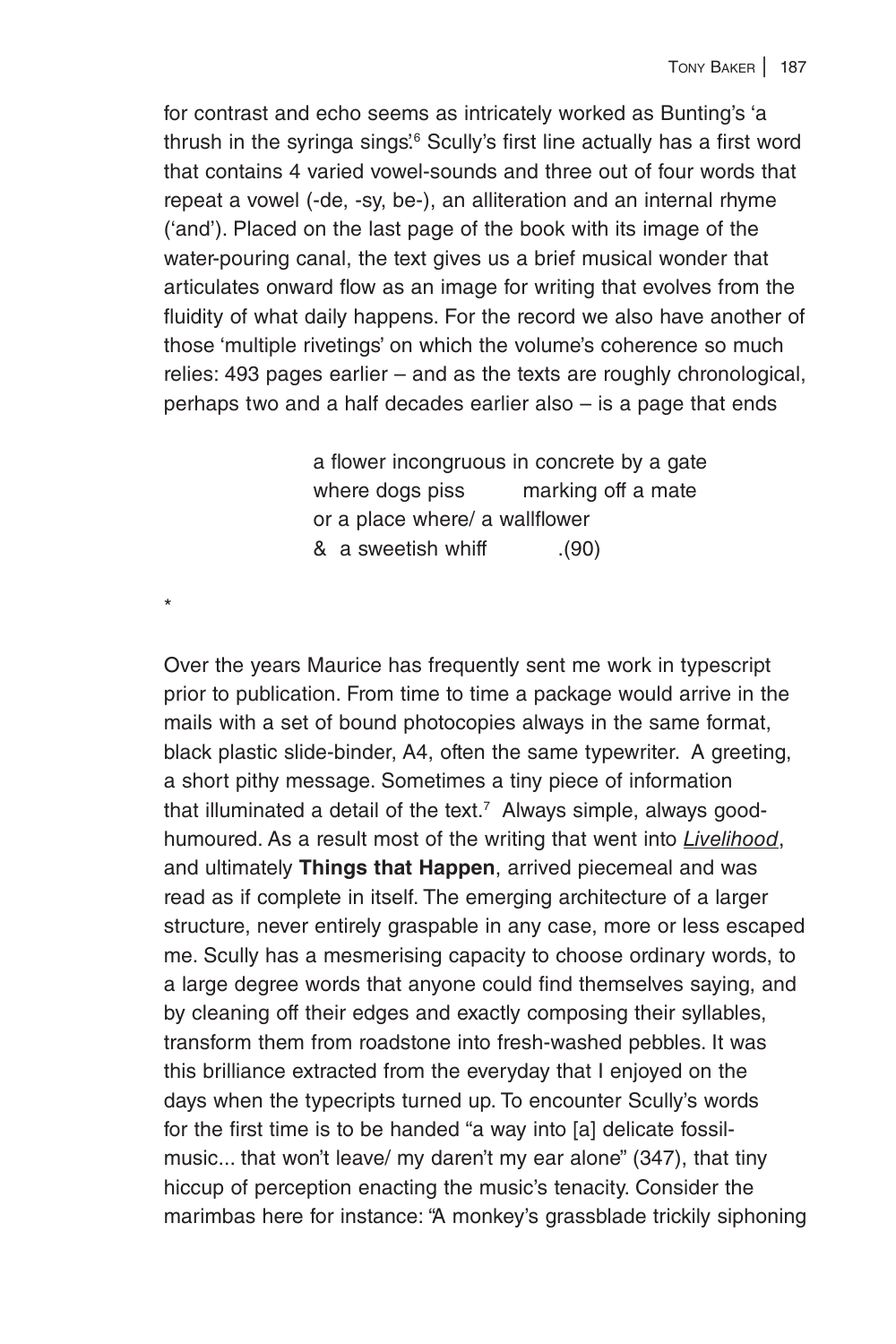for contrast and echo seems as intricately worked as Bunting's 'a thrush in the syringa sings'.[6] Scully's first line actually has a first word that contains 4 varied vowel-sounds and three out of four words that repeat a vowel (-de, -sy, be-), an alliteration and an internal rhyme ('and'). Placed on the last page of the book with its image of the water-pouring canal, the text gives us a brief musical wonder that articulates onward flow as an image for writing that evolves from the fluidity of what daily happens. For the record we also have another of those 'multiple rivetings' on which the volume's coherence so much relies: 493 pages earlier – and as the texts are roughly chronological, perhaps two and a half decades earlier also – is a page that ends

> a flower incongruous in concrete by a gate
> where dogs piss        marking off a mate
> or a place where/ a wallflower
> & a sweetish whiff          .(90)

*

Over the years Maurice has frequently sent me work in typescript prior to publication. From time to time a package would arrive in the mails with a set of bound photocopies always in the same format, black plastic slide-binder, A4, often the same typewriter. A greeting, a short pithy message. Sometimes a tiny piece of information that illuminated a detail of the text.[7] Always simple, always good-humoured. As a result most of the writing that went into *Livelihood*, and ultimately **Things that Happen**, arrived piecemeal and was read as if complete in itself. The emerging architecture of a larger structure, never entirely graspable in any case, more or less escaped me. Scully has a mesmerising capacity to choose ordinary words, to a large degree words that anyone could find themselves saying, and by cleaning off their edges and exactly composing their syllables, transform them from roadstone into fresh-washed pebbles. It was this brilliance extracted from the everyday that I enjoyed on the days when the typecripts turned up. To encounter Scully's words for the first time is to be handed "a way into [a] delicate fossil-music... that won't leave/ my daren't my ear alone" (347), that tiny hiccup of perception enacting the music's tenacity. Consider the marimbas here for instance: "A monkey's grassblade trickily siphoning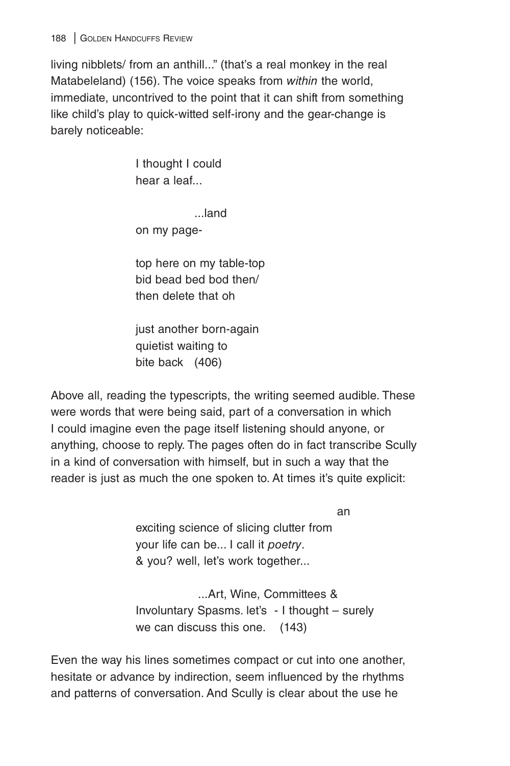living nibblets/ from an anthill..." (that's a real monkey in the real Matabeleland) (156). The voice speaks from *within* the world, immediate, uncontrived to the point that it can shift from something like child's play to quick-witted self-irony and the gear-change is barely noticeable:

> I thought I could
> hear a leaf...
>
> ...land
> on my page-
>
> top here on my table-top
> bid bead bed bod then/
> then delete that oh
>
> just another born-again
> quietist waiting to
> bite back (406)

Above all, reading the typescripts, the writing seemed audible. These were words that were being said, part of a conversation in which I could imagine even the page itself listening should anyone, or anything, choose to reply. The pages often do in fact transcribe Scully in a kind of conversation with himself, but in such a way that the reader is just as much the one spoken to. At times it's quite explicit:

> an
> exciting science of slicing clutter from
> your life can be... I call it *poetry*.
> & you? well, let's work together...
>
> ...Art, Wine, Committees &
> Involuntary Spasms. let's - I thought – surely
> we can discuss this one. (143)

Even the way his lines sometimes compact or cut into one another, hesitate or advance by indirection, seem influenced by the rhythms and patterns of conversation. And Scully is clear about the use he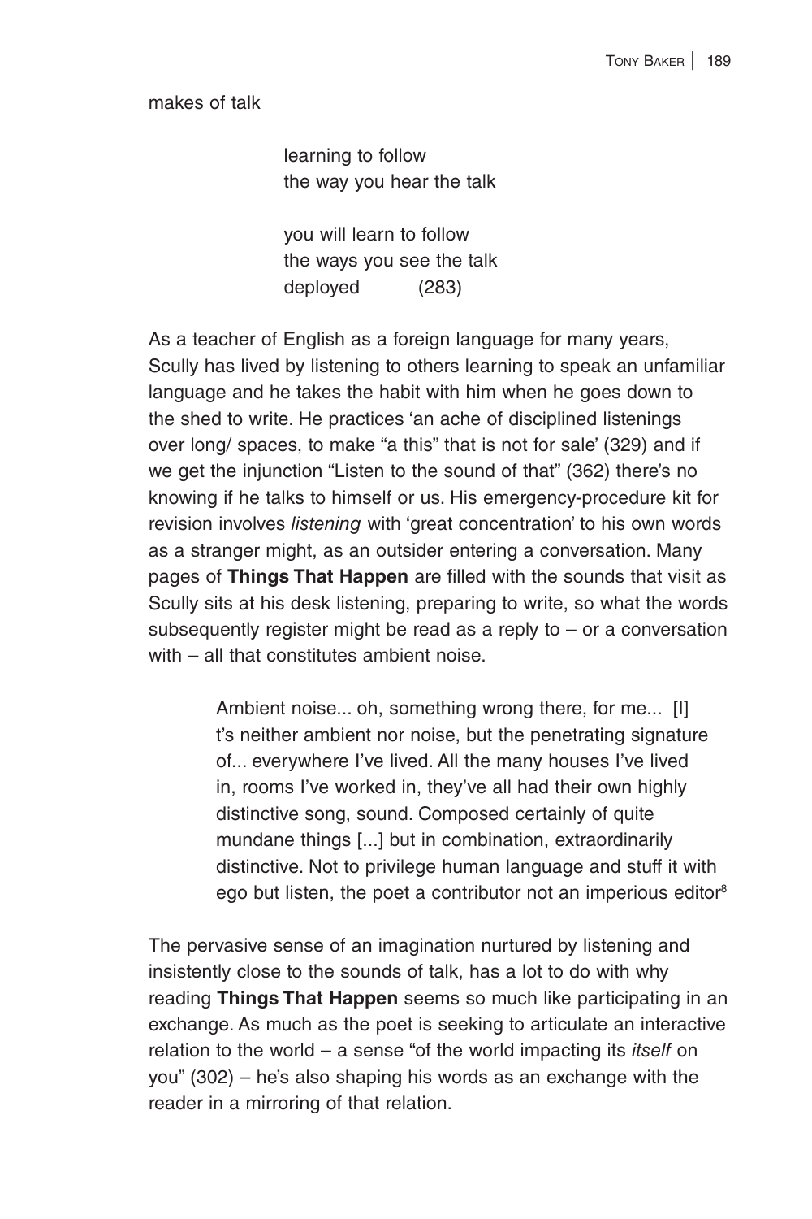makes of talk

> learning to follow
> the way you hear the talk
>
> you will learn to follow
> the ways you see the talk
> deployed (283)

As a teacher of English as a foreign language for many years, Scully has lived by listening to others learning to speak an unfamiliar language and he takes the habit with him when he goes down to the shed to write. He practices 'an ache of disciplined listenings over long/ spaces, to make "a this" that is not for sale' (329) and if we get the injunction "Listen to the sound of that" (362) there's no knowing if he talks to himself or us. His emergency-procedure kit for revision involves *listening* with 'great concentration' to his own words as a stranger might, as an outsider entering a conversation. Many pages of **Things That Happen** are filled with the sounds that visit as Scully sits at his desk listening, preparing to write, so what the words subsequently register might be read as a reply to – or a conversation with – all that constitutes ambient noise.

> Ambient noise... oh, something wrong there, for me... [I]t's neither ambient nor noise, but the penetrating signature of... everywhere I've lived. All the many houses I've lived in, rooms I've worked in, they've all had their own highly distinctive song, sound. Composed certainly of quite mundane things [...] but in combination, extraordinarily distinctive. Not to privilege human language and stuff it with ego but listen, the poet a contributor not an imperious editor[8]

The pervasive sense of an imagination nurtured by listening and insistently close to the sounds of talk, has a lot to do with why reading **Things That Happen** seems so much like participating in an exchange. As much as the poet is seeking to articulate an interactive relation to the world – a sense "of the world impacting its *itself* on you" (302) – he's also shaping his words as an exchange with the reader in a mirroring of that relation.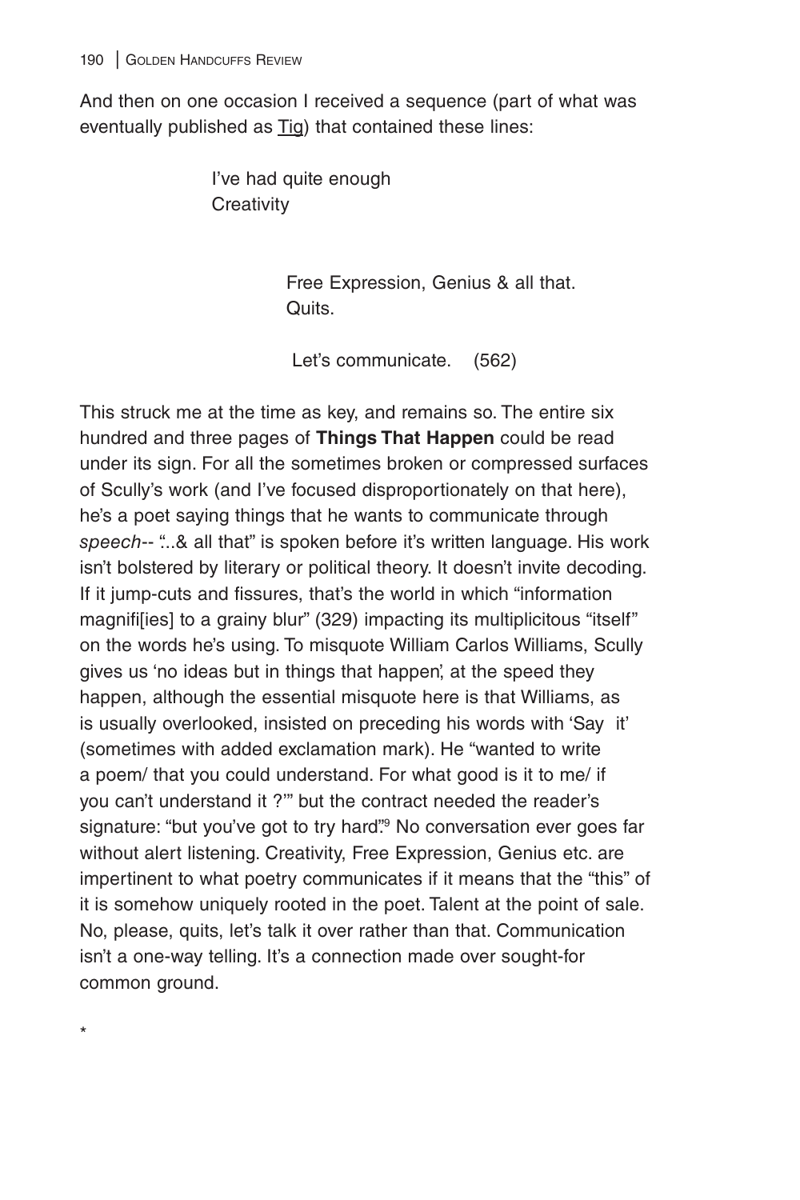And then on one occasion I received a sequence (part of what was eventually published as <u>Tig</u>) that contained these lines:

> I've had quite enough
> Creativity
>
> Free Expression, Genius & all that.
> Quits.
>
> Let's communicate. (562)

This struck me at the time as key, and remains so. The entire six hundred and three pages of **Things That Happen** could be read under its sign. For all the sometimes broken or compressed surfaces of Scully's work (and I've focused disproportionately on that here), he's a poet saying things that he wants to communicate through *speech*-- "...& all that" is spoken before it's written language. His work isn't bolstered by literary or political theory. It doesn't invite decoding. If it jump-cuts and fissures, that's the world in which "information magnifi[ies] to a grainy blur" (329) impacting its multiplicitous "itself" on the words he's using. To misquote William Carlos Williams, Scully gives us 'no ideas but in things that happen', at the speed they happen, although the essential misquote here is that Williams, as is usually overlooked, insisted on preceding his words with 'Say it' (sometimes with added exclamation mark). He "wanted to write a poem/ that you could understand. For what good is it to me/ if you can't understand it ?'" but the contract needed the reader's signature: "but you've got to try hard".[9] No conversation ever goes far without alert listening. Creativity, Free Expression, Genius etc. are impertinent to what poetry communicates if it means that the "this" of it is somehow uniquely rooted in the poet. Talent at the point of sale. No, please, quits, let's talk it over rather than that. Communication isn't a one-way telling. It's a connection made over sought-for common ground.

*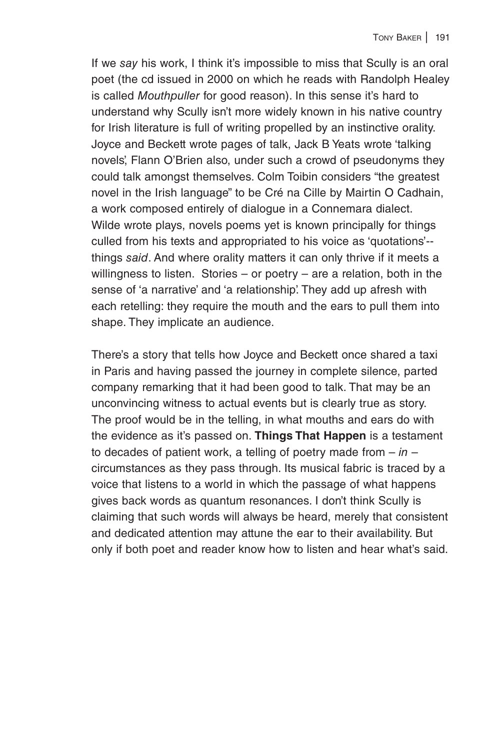If we *say* his work, I think it's impossible to miss that Scully is an oral poet (the cd issued in 2000 on which he reads with Randolph Healey is called *Mouthpuller* for good reason). In this sense it's hard to understand why Scully isn't more widely known in his native country for Irish literature is full of writing propelled by an instinctive orality. Joyce and Beckett wrote pages of talk, Jack B Yeats wrote 'talking novels', Flann O'Brien also, under such a crowd of pseudonyms they could talk amongst themselves. Colm Toibin considers "the greatest novel in the Irish language" to be Cré na Cille by Mairtin O Cadhain, a work composed entirely of dialogue in a Connemara dialect. Wilde wrote plays, novels poems yet is known principally for things culled from his texts and appropriated to his voice as 'quotations'-- things *said*. And where orality matters it can only thrive if it meets a willingness to listen. Stories – or poetry – are a relation, both in the sense of 'a narrative' and 'a relationship'. They add up afresh with each retelling: they require the mouth and the ears to pull them into shape. They implicate an audience.

There's a story that tells how Joyce and Beckett once shared a taxi in Paris and having passed the journey in complete silence, parted company remarking that it had been good to talk. That may be an unconvincing witness to actual events but is clearly true as story. The proof would be in the telling, in what mouths and ears do with the evidence as it's passed on. **Things That Happen** is a testament to decades of patient work, a telling of poetry made from – *in* – circumstances as they pass through. Its musical fabric is traced by a voice that listens to a world in which the passage of what happens gives back words as quantum resonances. I don't think Scully is claiming that such words will always be heard, merely that consistent and dedicated attention may attune the ear to their availability. But only if both poet and reader know how to listen and hear what's said.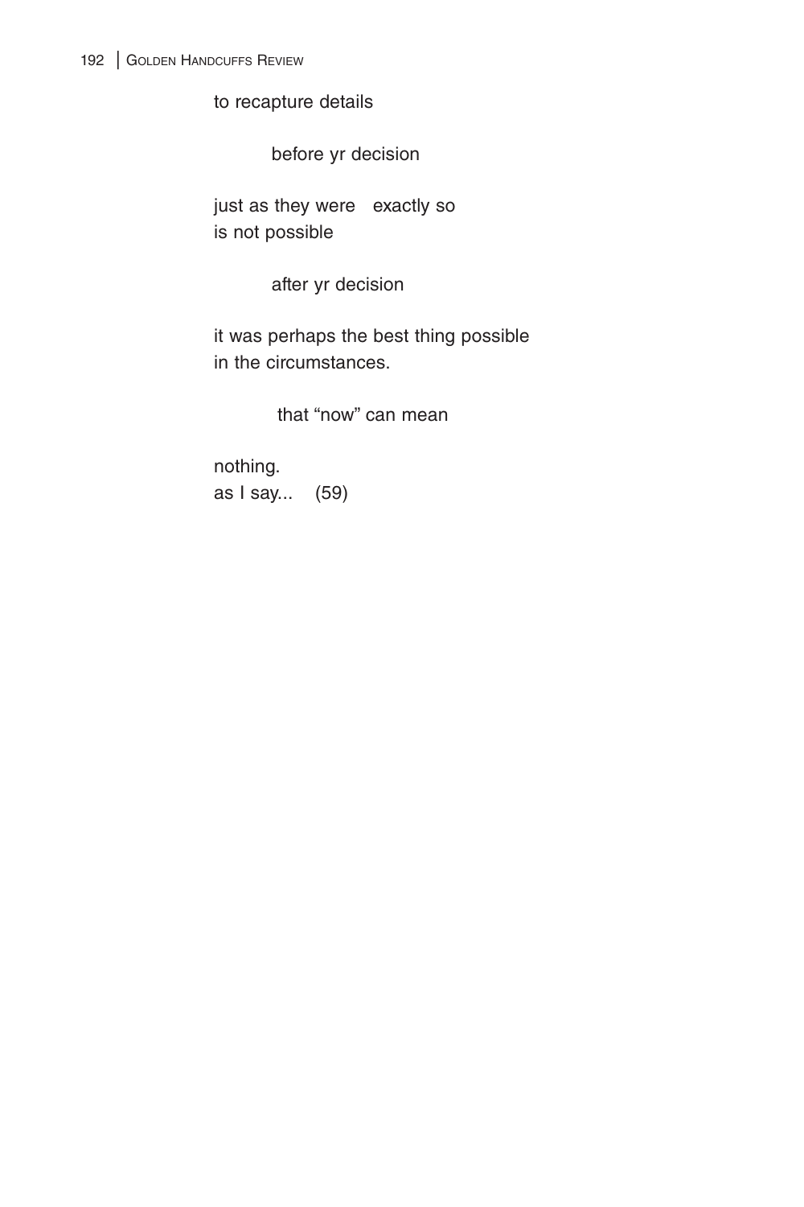to recapture details

        before yr decision

just as they were   exactly so
is not possible

        after yr decision

it was perhaps the best thing possible
in the circumstances.

        that "now" can mean

nothing.
as I say...    (59)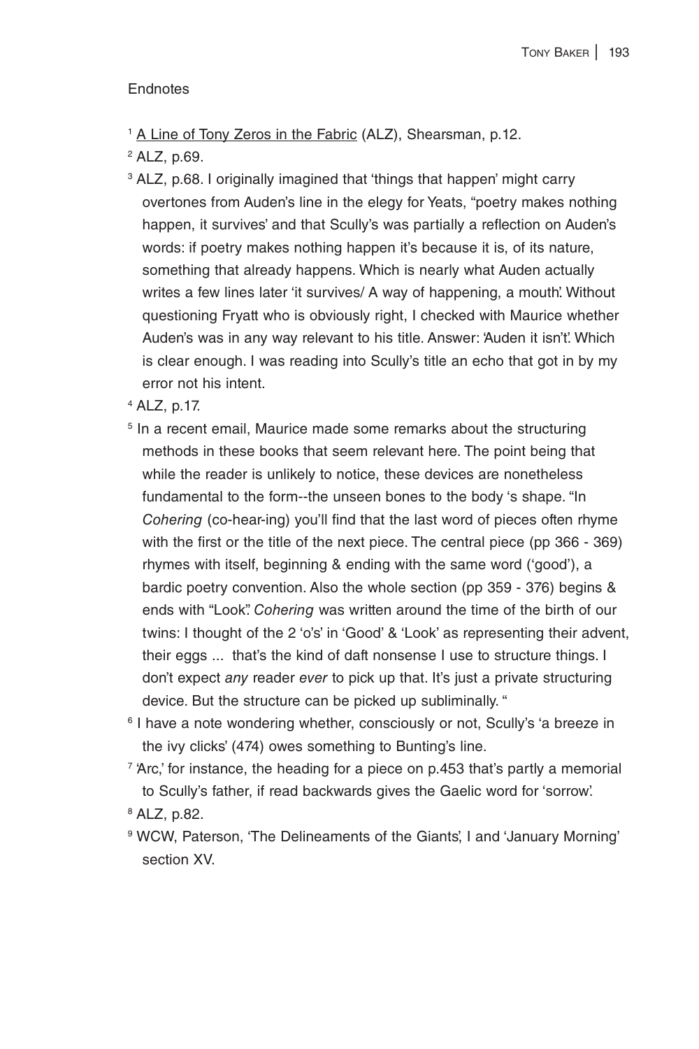Endnotes

[1] <u>A Line of Tony Zeros in the Fabric</u> (ALZ), Shearsman, p.12.

[2] ALZ, p.69.

[3] ALZ, p.68. I originally imagined that 'things that happen' might carry overtones from Auden's line in the elegy for Yeats, "poetry makes nothing happen, it survives' and that Scully's was partially a reflection on Auden's words: if poetry makes nothing happen it's because it is, of its nature, something that already happens. Which is nearly what Auden actually writes a few lines later 'it survives/ A way of happening, a mouth'. Without questioning Fryatt who is obviously right, I checked with Maurice whether Auden's was in any way relevant to his title. Answer: 'Auden it isn't'. Which is clear enough. I was reading into Scully's title an echo that got in by my error not his intent.

[4] ALZ, p.17.

[5] In a recent email, Maurice made some remarks about the structuring methods in these books that seem relevant here. The point being that while the reader is unlikely to notice, these devices are nonetheless fundamental to the form--the unseen bones to the body 's shape. "In *Cohering* (co-hear-ing) you'll find that the last word of pieces often rhyme with the first or the title of the next piece. The central piece (pp 366 - 369) rhymes with itself, beginning & ending with the same word ('good'), a bardic poetry convention. Also the whole section (pp 359 - 376) begins & ends with "Look". *Cohering* was written around the time of the birth of our twins: I thought of the 2 'o's' in 'Good' & 'Look' as representing their advent, their eggs ... that's the kind of daft nonsense I use to structure things. I don't expect *any* reader *ever* to pick up that. It's just a private structuring device. But the structure can be picked up subliminally. "

[6] I have a note wondering whether, consciously or not, Scully's 'a breeze in the ivy clicks' (474) owes something to Bunting's line.

[7] 'Arc,' for instance, the heading for a piece on p.453 that's partly a memorial to Scully's father, if read backwards gives the Gaelic word for 'sorrow'.

[8] ALZ, p.82.

[9] WCW, Paterson, 'The Delineaments of the Giants', I and 'January Morning' section XV.